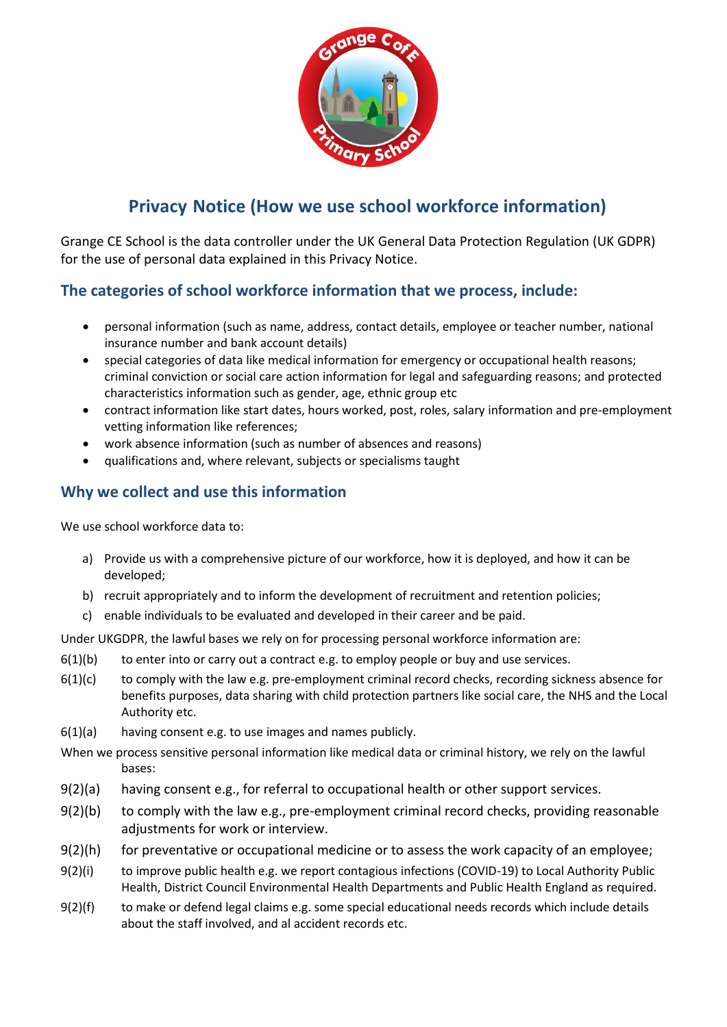# Privacy Notice (How we use school workforce information)

Grange CE School is the data controller under the UK General Data Protection Regulation (UK GDPR) for the use of personal data explained in this Privacy Notice.

## The categories of school workforce information that we process, include:

- personal information (such as name, address, contact details, employee or teacher number, national insurance number and bank account details)
- special categories of data like medical information for emergency or occupational health reasons; criminal conviction or social care action information for legal and safeguarding reasons; and protected characteristics information such as gender, age, ethnic group etc
- contract information like start dates, hours worked, post, roles, salary information and pre-employment vetting information like references;
- work absence information (such as number of absences and reasons)
- qualifications and, where relevant, subjects or specialisms taught

## Why we collect and use this information

We use school workforce data to:

a) Provide us with a comprehensive picture of our workforce, how it is deployed, and how it can be developed;
b) recruit appropriately and to inform the development of recruitment and retention policies;
c) enable individuals to be evaluated and developed in their career and be paid.

Under UKGDPR, the lawful bases we rely on for processing personal workforce information are:

6(1)(b) to enter into or carry out a contract e.g. to employ people or buy and use services.

6(1)(c) to comply with the law e.g. pre-employment criminal record checks, recording sickness absence for benefits purposes, data sharing with child protection partners like social care, the NHS and the Local Authority etc.

6(1)(a) having consent e.g. to use images and names publicly.

When we process sensitive personal information like medical data or criminal history, we rely on the lawful bases:

9(2)(a) having consent e.g., for referral to occupational health or other support services.

9(2)(b) to comply with the law e.g., pre-employment criminal record checks, providing reasonable adjustments for work or interview.

9(2)(h) for preventative or occupational medicine or to assess the work capacity of an employee;

9(2)(i) to improve public health e.g. we report contagious infections (COVID-19) to Local Authority Public Health, District Council Environmental Health Departments and Public Health England as required.

9(2)(f) to make or defend legal claims e.g. some special educational needs records which include details about the staff involved, and al accident records etc.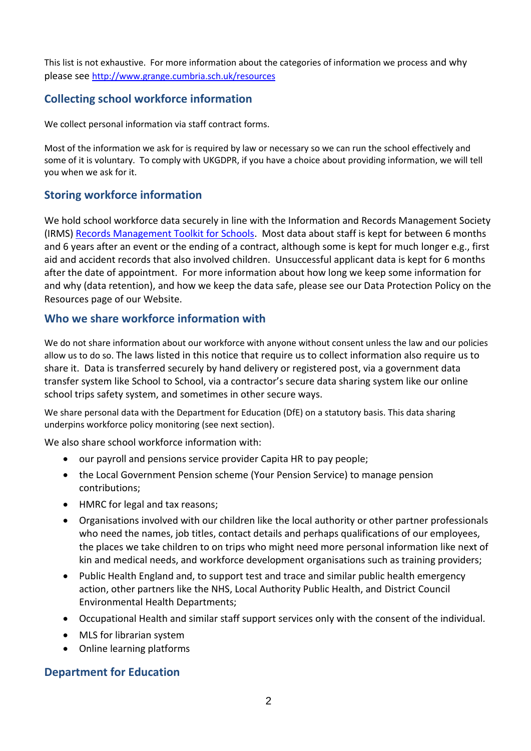This list is not exhaustive. For more information about the categories of information we process and why please see [http://www.grange.cumbria.sch.uk/resources](http://www.grange.cumbria.sch.uk/resources)

## Collecting school workforce information

We collect personal information via staff contract forms.

Most of the information we ask for is required by law or necessary so we can run the school effectively and some of it is voluntary. To comply with UKGDPR, if you have a choice about providing information, we will tell you when we ask for it.

## Storing workforce information

We hold school workforce data securely in line with the Information and Records Management Society (IRMS) Records Management Toolkit for Schools. Most data about staff is kept for between 6 months and 6 years after an event or the ending of a contract, although some is kept for much longer e.g., first aid and accident records that also involved children. Unsuccessful applicant data is kept for 6 months after the date of appointment. For more information about how long we keep some information for and why (data retention), and how we keep the data safe, please see our Data Protection Policy on the Resources page of our Website.

## Who we share workforce information with

We do not share information about our workforce with anyone without consent unless the law and our policies allow us to do so. The laws listed in this notice that require us to collect information also require us to share it. Data is transferred securely by hand delivery or registered post, via a government data transfer system like School to School, via a contractor's secure data sharing system like our online school trips safety system, and sometimes in other secure ways.

We share personal data with the Department for Education (DfE) on a statutory basis. This data sharing underpins workforce policy monitoring (see next section).

We also share school workforce information with:

- our payroll and pensions service provider Capita HR to pay people;
- the Local Government Pension scheme (Your Pension Service) to manage pension contributions;
- HMRC for legal and tax reasons;
- Organisations involved with our children like the local authority or other partner professionals who need the names, job titles, contact details and perhaps qualifications of our employees, the places we take children to on trips who might need more personal information like next of kin and medical needs, and workforce development organisations such as training providers;
- Public Health England and, to support test and trace and similar public health emergency action, other partners like the NHS, Local Authority Public Health, and District Council Environmental Health Departments;
- Occupational Health and similar staff support services only with the consent of the individual.
- MLS for librarian system
- Online learning platforms

## Department for Education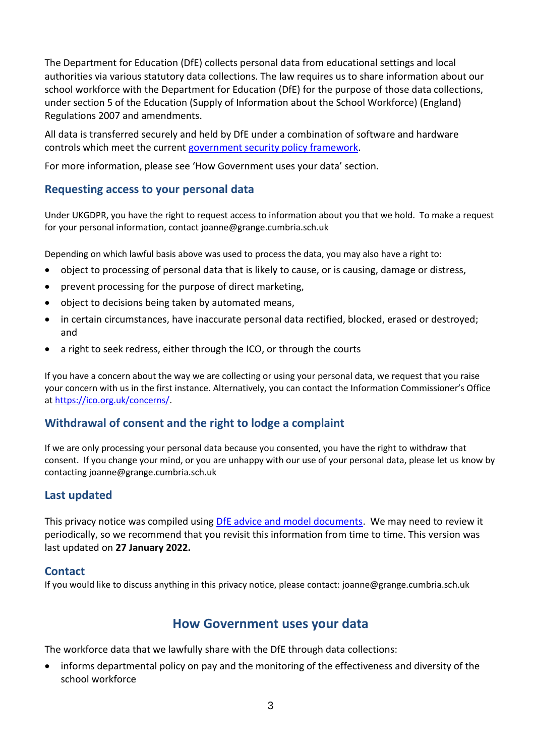The Department for Education (DfE) collects personal data from educational settings and local authorities via various statutory data collections. The law requires us to share information about our school workforce with the Department for Education (DfE) for the purpose of those data collections, under section 5 of the Education (Supply of Information about the School Workforce) (England) Regulations 2007 and amendments.

All data is transferred securely and held by DfE under a combination of software and hardware controls which meet the current [government security policy framework](government security policy framework).

For more information, please see 'How Government uses your data' section.

## Requesting access to your personal data

Under UKGDPR, you have the right to request access to information about you that we hold. To make a request for your personal information, contact joanne@grange.cumbria.sch.uk

Depending on which lawful basis above was used to process the data, you may also have a right to:

- object to processing of personal data that is likely to cause, or is causing, damage or distress,
- prevent processing for the purpose of direct marketing,
- object to decisions being taken by automated means,
- in certain circumstances, have inaccurate personal data rectified, blocked, erased or destroyed; and
- a right to seek redress, either through the ICO, or through the courts

If you have a concern about the way we are collecting or using your personal data, we request that you raise your concern with us in the first instance. Alternatively, you can contact the Information Commissioner's Office at https://ico.org.uk/concerns/.

## Withdrawal of consent and the right to lodge a complaint

If we are only processing your personal data because you consented, you have the right to withdraw that consent. If you change your mind, or you are unhappy with our use of your personal data, please let us know by contacting joanne@grange.cumbria.sch.uk

## Last updated

This privacy notice was compiled using DfE advice and model documents. We may need to review it periodically, so we recommend that you revisit this information from time to time. This version was last updated on **27 January 2022.**

## Contact

If you would like to discuss anything in this privacy notice, please contact: joanne@grange.cumbria.sch.uk

# How Government uses your data

The workforce data that we lawfully share with the DfE through data collections:

- informs departmental policy on pay and the monitoring of the effectiveness and diversity of the school workforce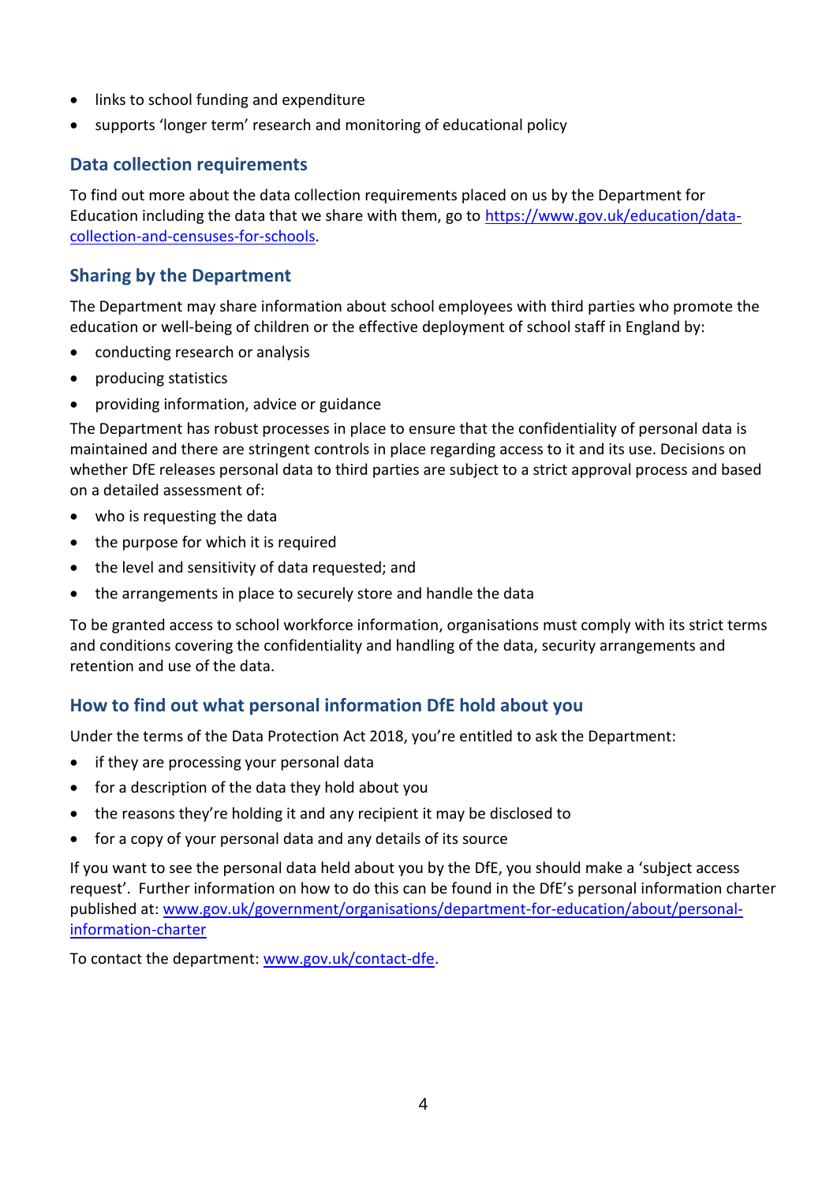- links to school funding and expenditure
- supports 'longer term' research and monitoring of educational policy

## Data collection requirements

To find out more about the data collection requirements placed on us by the Department for Education including the data that we share with them, go to [https://www.gov.uk/education/data-collection-and-censuses-for-schools](https://www.gov.uk/education/data-collection-and-censuses-for-schools).

## Sharing by the Department

The Department may share information about school employees with third parties who promote the education or well-being of children or the effective deployment of school staff in England by:

- conducting research or analysis
- producing statistics
- providing information, advice or guidance

The Department has robust processes in place to ensure that the confidentiality of personal data is maintained and there are stringent controls in place regarding access to it and its use. Decisions on whether DfE releases personal data to third parties are subject to a strict approval process and based on a detailed assessment of:

- who is requesting the data
- the purpose for which it is required
- the level and sensitivity of data requested; and
- the arrangements in place to securely store and handle the data

To be granted access to school workforce information, organisations must comply with its strict terms and conditions covering the confidentiality and handling of the data, security arrangements and retention and use of the data.

## How to find out what personal information DfE hold about you

Under the terms of the Data Protection Act 2018, you're entitled to ask the Department:

- if they are processing your personal data
- for a description of the data they hold about you
- the reasons they're holding it and any recipient it may be disclosed to
- for a copy of your personal data and any details of its source

If you want to see the personal data held about you by the DfE, you should make a 'subject access request'. Further information on how to do this can be found in the DfE's personal information charter published at: [www.gov.uk/government/organisations/department-for-education/about/personal-information-charter](www.gov.uk/government/organisations/department-for-education/about/personal-information-charter)

To contact the department: [www.gov.uk/contact-dfe](www.gov.uk/contact-dfe).